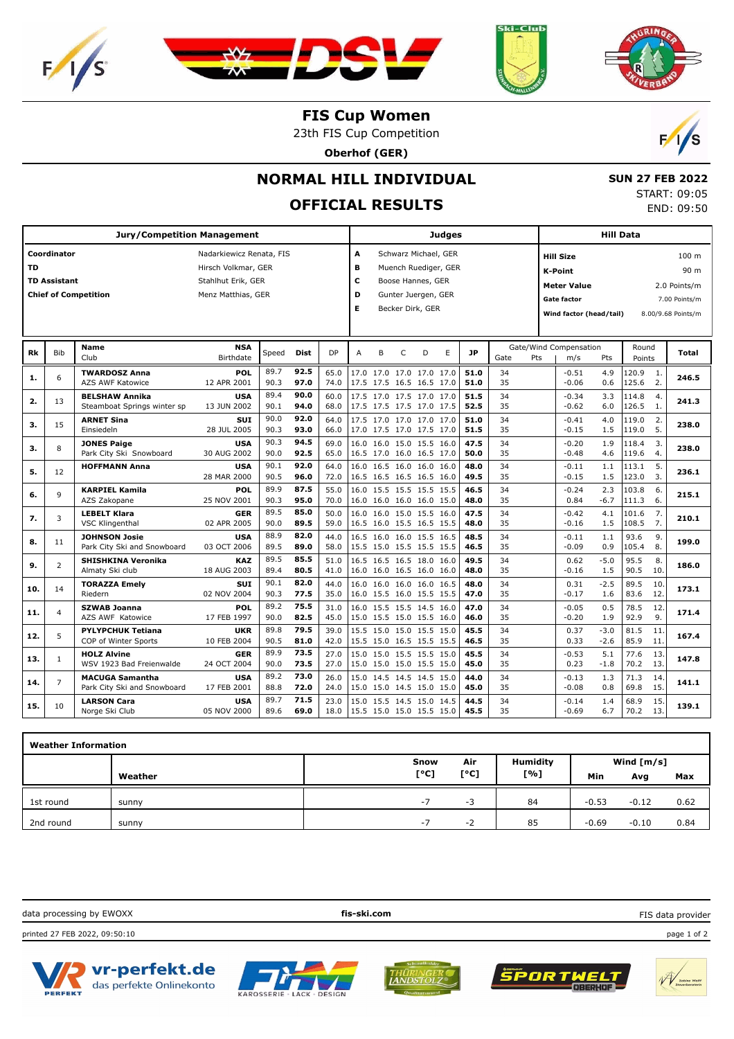# FIS Cup Women

23th FIS Cup Competition

**Oberhof (GER)**

## NORMAL HILL INDIVIDUAL

## OFFICIAL RESULTS

**SUN 27 FEB 2022**
START: 09:05
END: 09:50

| Jury/Competition Management | | Judges | | Hill Data | |
|---|---|---|---|---|---|
| **Coordinator** | Nadarkiewicz Renata, FIS | **A** | Schwarz Michael, GER | **Hill Size** | 100 m |
| **TD** | Hirsch Volkmar, GER | **B** | Muench Ruediger, GER | **K-Point** | 90 m |
| **TD Assistant** | Stahlhut Erik, GER | **C** | Boose Hannes, GER | **Meter Value** | 2.0 Points/m |
| **Chief of Competition** | Menz Matthias, GER | **D** | Gunter Juergen, GER | **Gate factor** | 7.00 Points/m |
| | | **E** | Becker Dirk, GER | **Wind factor (head/tail)** | 8.00/9.68 Points/m |

| Rk | Bib | Name / Club | NSA / Birthdate | Speed | Dist | DP | A | B | C | D | E | JP | Gate | Gate Pts | Wind m/s | Wind Pts | Round Points | Total |
|---|---|---|---|---|---|---|---|---|---|---|---|---|---|---|---|---|---|---|
| **1.** | 6 | **TWARDOSZ Anna** | **POL** | 89.7 | **92.5** | 65.0 | 17.0 | 17.0 | 17.0 | 17.0 | 17.0 | **51.0** | 34 | | -0.51 | 4.9 | 120.9 1. | **246.5** |
| | | AZS AWF Katowice | 12 APR 2001 | 90.3 | **97.0** | 74.0 | 17.5 | 17.5 | 16.5 | 16.5 | 17.0 | **51.0** | 35 | | -0.06 | 0.6 | 125.6 2. | |
| **2.** | 13 | **BELSHAW Annika** | **USA** | 89.4 | **90.0** | 60.0 | 17.5 | 17.0 | 17.5 | 17.0 | 17.0 | **51.5** | 34 | | -0.34 | 3.3 | 114.8 4. | **241.3** |
| | | Steamboat Springs winter sp | 13 JUN 2002 | 90.1 | **94.0** | 68.0 | 17.5 | 17.5 | 17.5 | 17.0 | 17.5 | **52.5** | 35 | | -0.62 | 6.0 | 126.5 1. | |
| **3.** | 15 | **ARNET Sina** | **SUI** | 90.0 | **92.0** | 64.0 | 17.5 | 17.0 | 17.0 | 17.0 | 17.0 | **51.0** | 34 | | -0.41 | 4.0 | 119.0 2. | **238.0** |
| | | Einsiedeln | 28 JUL 2005 | 90.3 | **93.0** | 66.0 | 17.0 | 17.5 | 17.0 | 17.5 | 17.0 | **51.5** | 35 | | -0.15 | 1.5 | 119.0 5. | |
| **3.** | 8 | **JONES Paige** | **USA** | 90.3 | **94.5** | 69.0 | 16.0 | 16.0 | 15.0 | 15.5 | 16.0 | **47.5** | 34 | | -0.20 | 1.9 | 118.4 3. | **238.0** |
| | | Park City Ski Snowboard | 30 AUG 2002 | 90.0 | **92.5** | 65.0 | 16.5 | 17.0 | 16.0 | 16.5 | 17.0 | **50.0** | 35 | | -0.48 | 4.6 | 119.6 4. | |
| **5.** | 12 | **HOFFMANN Anna** | **USA** | 90.1 | **92.0** | 64.0 | 16.0 | 16.5 | 16.0 | 16.0 | 16.0 | **48.0** | 34 | | -0.11 | 1.1 | 113.1 5. | **236.1** |
| | | | 28 MAR 2000 | 90.5 | **96.0** | 72.0 | 16.5 | 16.5 | 16.5 | 16.5 | 16.0 | **49.5** | 35 | | -0.15 | 1.5 | 123.0 3. | |
| **6.** | 9 | **KARPIEL Kamila** | **POL** | 89.9 | **87.5** | 55.0 | 16.0 | 15.5 | 15.5 | 15.5 | 15.5 | **46.5** | 34 | | -0.24 | 2.3 | 103.8 6. | **215.1** |
| | | AZS Zakopane | 25 NOV 2001 | 90.3 | **95.0** | 70.0 | 16.0 | 16.0 | 16.0 | 16.0 | 15.0 | **48.0** | 35 | | 0.84 | -6.7 | 111.3 6. | |
| **7.** | 3 | **LEBELT Klara** | **GER** | 89.5 | **85.0** | 50.0 | 16.0 | 16.0 | 15.0 | 15.5 | 16.0 | **47.5** | 34 | | -0.42 | 4.1 | 101.6 7. | **210.1** |
| | | VSC Klingenthal | 02 APR 2005 | 90.0 | **89.5** | 59.0 | 16.5 | 16.0 | 15.5 | 16.5 | 15.5 | **48.0** | 35 | | -0.16 | 1.5 | 108.5 7. | |
| **8.** | 11 | **JOHNSON Josie** | **USA** | 88.9 | **82.0** | 44.0 | 16.5 | 16.0 | 16.0 | 15.5 | 16.5 | **48.5** | 34 | | -0.11 | 1.1 | 93.6 9. | **199.0** |
| | | Park City Ski and Snowboard | 03 OCT 2006 | 89.5 | **89.0** | 58.0 | 15.5 | 15.0 | 15.5 | 15.5 | 15.5 | **46.5** | 35 | | -0.09 | 0.9 | 105.4 8. | |
| **9.** | 2 | **SHISHKINA Veronika** | **KAZ** | 89.5 | **85.5** | 51.0 | 16.5 | 16.5 | 16.5 | 18.0 | 16.0 | **49.5** | 34 | | 0.62 | -5.0 | 95.5 8. | **186.0** |
| | | Almaty Ski club | 18 AUG 2003 | 89.4 | **80.5** | 41.0 | 16.0 | 16.0 | 16.5 | 16.0 | 16.0 | **48.0** | 35 | | -0.16 | 1.5 | 90.5 10. | |
| **10.** | 14 | **TORAZZA Emely** | **SUI** | 90.1 | **82.0** | 44.0 | 16.0 | 16.0 | 16.0 | 16.0 | 16.5 | **48.0** | 34 | | 0.31 | -2.5 | 89.5 10. | **173.1** |
| | | Riedern | 02 NOV 2004 | 90.3 | **77.5** | 35.0 | 16.0 | 15.5 | 16.0 | 15.5 | 15.5 | **47.0** | 35 | | -0.17 | 1.6 | 83.6 12. | |
| **11.** | 4 | **SZWAB Joanna** | **POL** | 89.2 | **75.5** | 31.0 | 16.0 | 15.5 | 15.5 | 14.5 | 16.0 | **47.0** | 34 | | -0.05 | 0.5 | 78.5 12. | **171.4** |
| | | AZS AWF Katowice | 17 FEB 1997 | 90.0 | **82.5** | 45.0 | 15.0 | 15.5 | 15.0 | 15.5 | 16.0 | **46.0** | 35 | | -0.20 | 1.9 | 92.9 9. | |
| **12.** | 5 | **PYLYPCHUK Tetiana** | **UKR** | 89.8 | **79.5** | 39.0 | 15.5 | 15.0 | 15.0 | 15.5 | 15.0 | **45.5** | 34 | | 0.37 | -3.0 | 81.5 11. | **167.4** |
| | | COP of Winter Sports | 10 FEB 2004 | 90.5 | **81.0** | 42.0 | 15.5 | 15.0 | 16.5 | 15.5 | 15.5 | **46.5** | 35 | | 0.33 | -2.6 | 85.9 11. | |
| **13.** | 1 | **HOLZ Alvine** | **GER** | 89.9 | **73.5** | 27.0 | 15.0 | 15.0 | 15.5 | 15.5 | 15.0 | **45.5** | 34 | | -0.53 | 5.1 | 77.6 13. | **147.8** |
| | | WSV 1923 Bad Freienwalde | 24 OCT 2004 | 90.0 | **73.5** | 27.0 | 15.0 | 15.0 | 15.0 | 15.0 | 15.0 | **45.0** | 35 | | 0.23 | -1.8 | 70.2 13. | |
| **14.** | 7 | **MACUGA Samantha** | **USA** | 89.2 | **73.0** | 26.0 | 15.0 | 14.5 | 14.5 | 14.5 | 15.0 | **44.0** | 34 | | -0.13 | 1.3 | 71.3 14. | **141.1** |
| | | Park City Ski and Snowboard | 17 FEB 2001 | 88.8 | **72.0** | 24.0 | 15.0 | 15.0 | 14.5 | 15.0 | 15.0 | **45.0** | 35 | | -0.08 | 0.8 | 69.8 15. | |
| **15.** | 10 | **LARSON Cara** | **USA** | 89.7 | **71.5** | 23.0 | 15.0 | 15.5 | 14.5 | 15.0 | 14.5 | **44.5** | 34 | | -0.14 | 1.4 | 68.9 15. | **139.1** |
| | | Norge Ski Club | 05 NOV 2000 | 89.6 | **69.0** | 18.0 | 15.5 | 15.0 | 15.0 | 15.5 | 15.0 | **45.5** | 35 | | -0.69 | 6.7 | 70.2 13. | |

### Weather Information

| | Weather | Snow [°C] | Air [°C] | Humidity [%] | Wind [m/s] Min | Avg | Max |
|---|---|---|---|---|---|---|---|
| 1st round | sunny | -7 | -3 | 84 | -0.53 | -0.12 | 0.62 |
| 2nd round | sunny | -7 | -2 | 85 | -0.69 | -0.10 | 0.84 |

data processing by EWOXX | fis-ski.com | FIS data provider

printed 27 FEB 2022, 09:50:10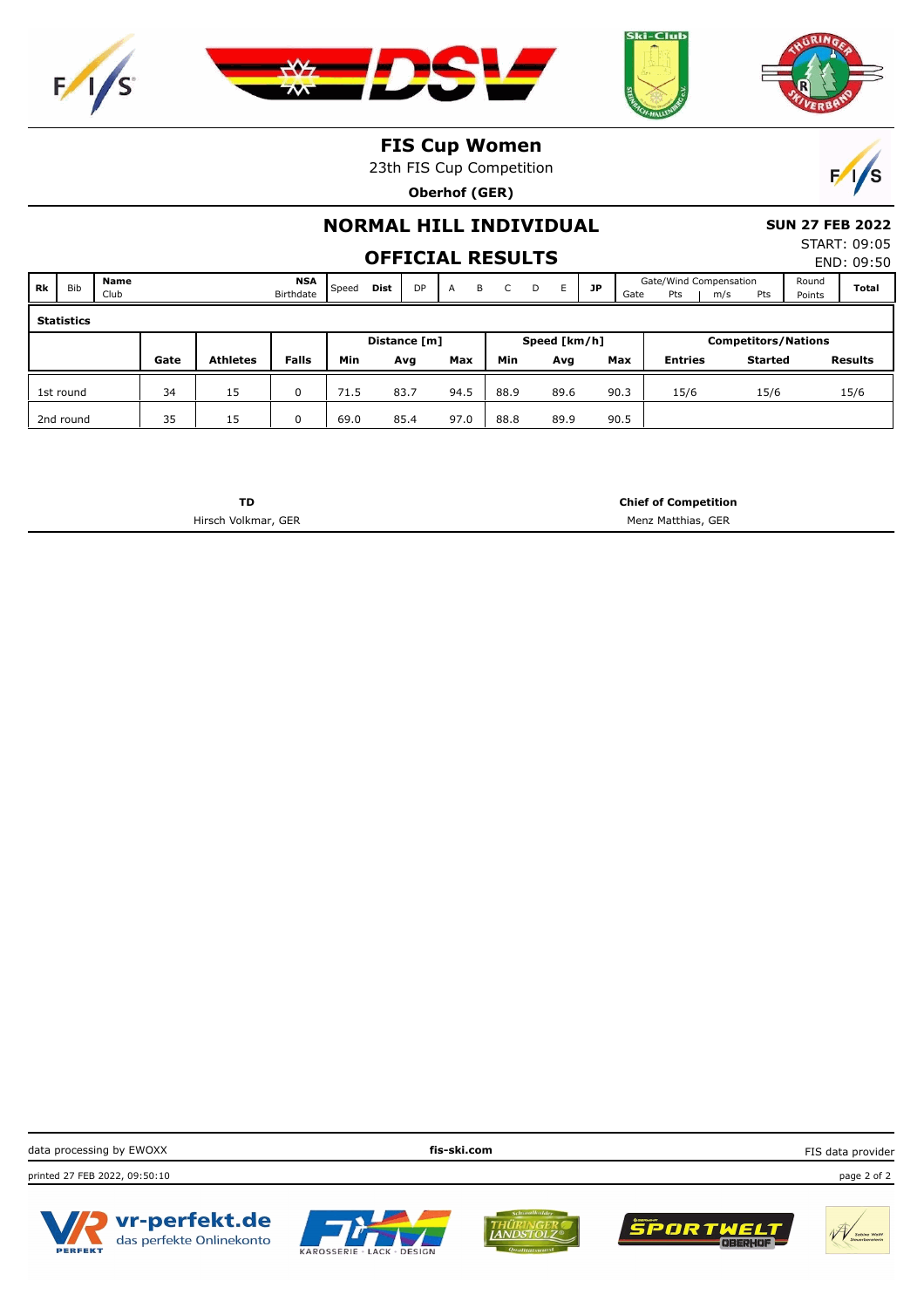# FIS Cup Women

23th FIS Cup Competition

**Oberhof (GER)**

## NORMAL HILL INDIVIDUAL

**SUN 27 FEB 2022**

START: 09:05

END: 09:50

## OFFICIAL RESULTS

| Rk | Bib | Name Club | NSA Birthdate | Speed | Dist | DP | A | B | C | D | E | JP | Gate/Wind Compensation Gate | Pts | m/s | Pts | Round Points | Total |
|---|---|---|---|---|---|---|---|---|---|---|---|---|---|---|---|---|---|---|

### Statistics

| | Gate | Athletes | Falls | Distance [m] Min | Avg | Max | Speed [km/h] Min | Avg | Max | Competitors/Nations Entries | Started | Results |
|---|---|---|---|---|---|---|---|---|---|---|---|---|
| 1st round | 34 | 15 | 0 | 71.5 | 83.7 | 94.5 | 88.9 | 89.6 | 90.3 | 15/6 | 15/6 | 15/6 |
| 2nd round | 35 | 15 | 0 | 69.0 | 85.4 | 97.0 | 88.8 | 89.9 | 90.5 | | | |

**TD**
Hirsch Volkmar, GER

**Chief of Competition**
Menz Matthias, GER

data processing by EWOXX — **fis-ski.com** — FIS data provider

printed 27 FEB 2022, 09:50:10